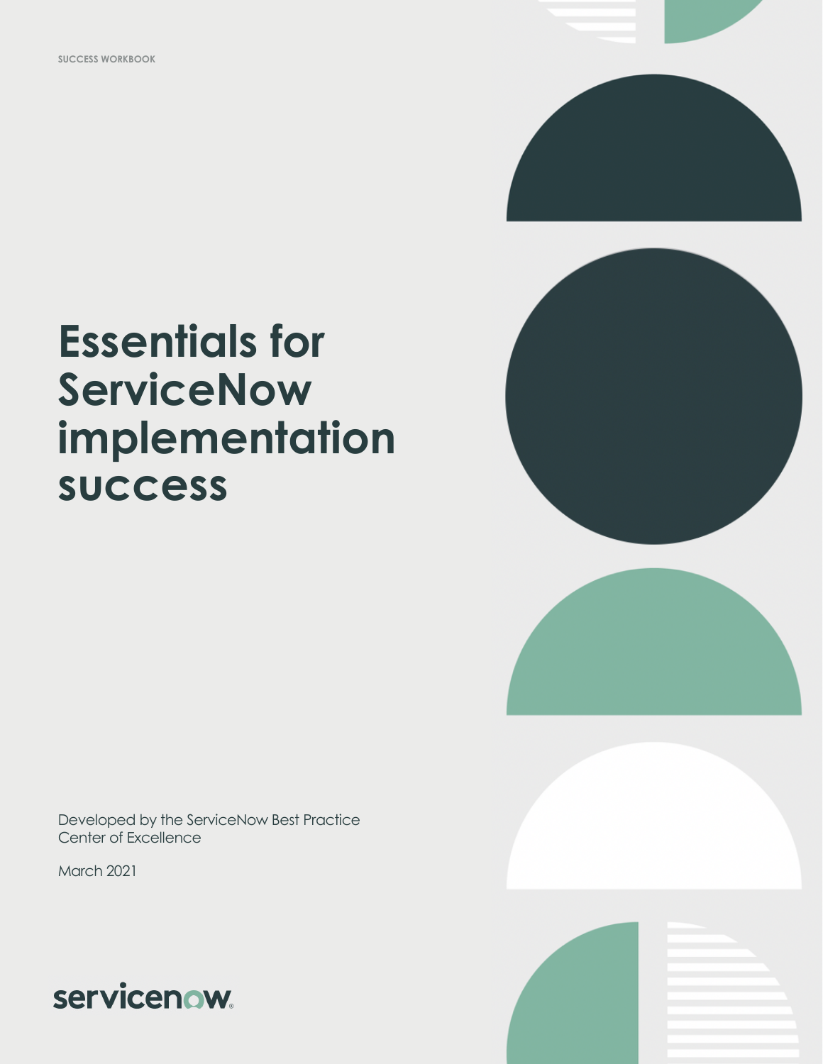SUCCESS WORKBOOK

# Essentials for ServiceNow implementation success

Developed by the ServiceNow Best Practice Center of Excellence

March 2021

servicenow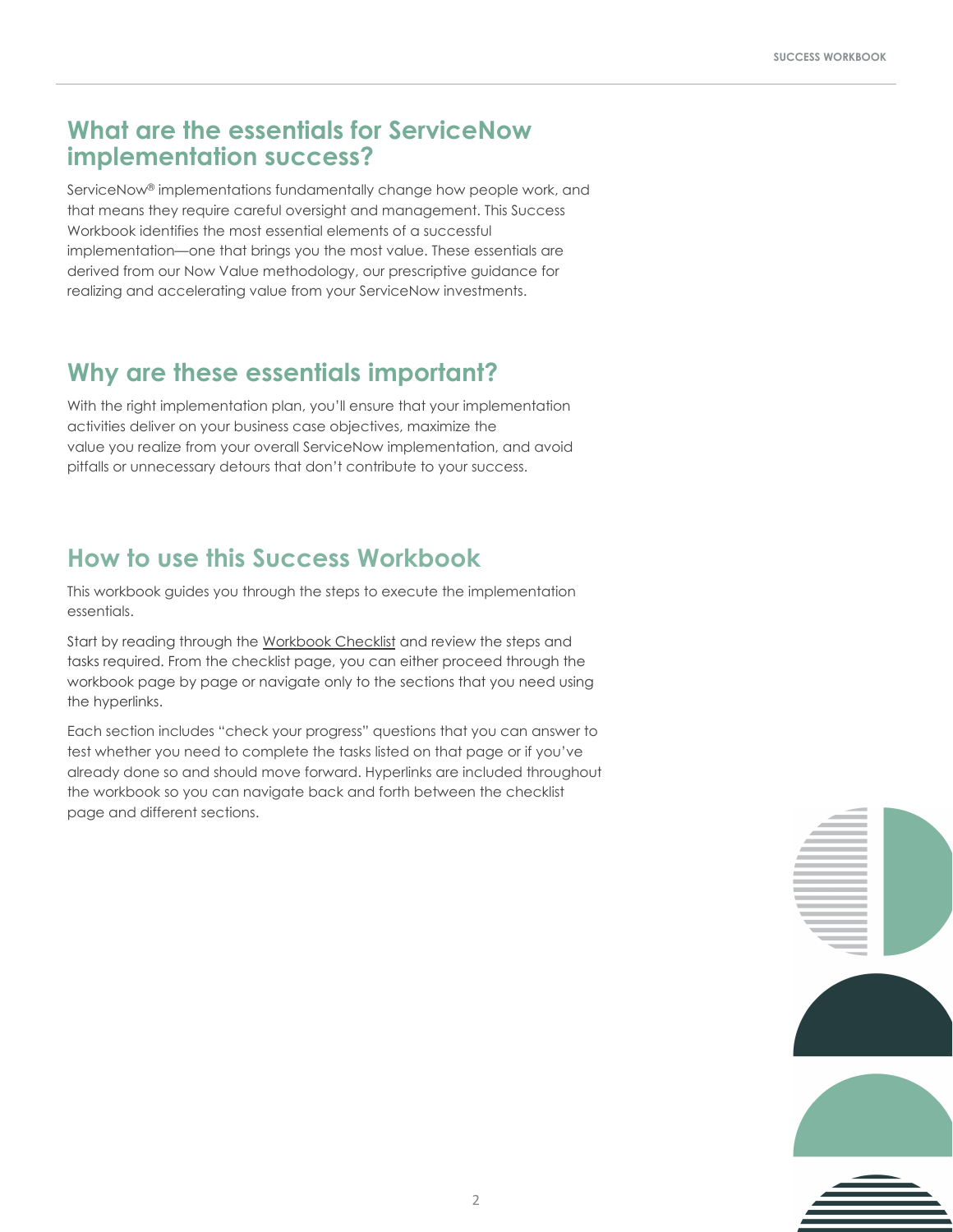## What are the essentials for ServiceNow implementation success?

ServiceNow® implementations fundamentally change how people work, and that means they require careful oversight and management. This Success Workbook identifies the most essential elements of a successful implementation—one that brings you the most value. These essentials are derived from our Now Value methodology, our prescriptive guidance for realizing and accelerating value from your ServiceNow investments.

## Why are these essentials important?

With the right implementation plan, you'll ensure that your implementation activities deliver on your business case objectives, maximize the value you realize from your overall ServiceNow implementation, and avoid pitfalls or unnecessary detours that don't contribute to your success.

## How to use this Success Workbook

This workbook guides you through the steps to execute the implementation essentials.

Start by reading through the Workbook Checklist and review the steps and tasks required. From the checklist page, you can either proceed through the workbook page by page or navigate only to the sections that you need using the hyperlinks.

Each section includes "check your progress" questions that you can answer to test whether you need to complete the tasks listed on that page or if you've already done so and should move forward. Hyperlinks are included throughout the workbook so you can navigate back and forth between the checklist page and different sections.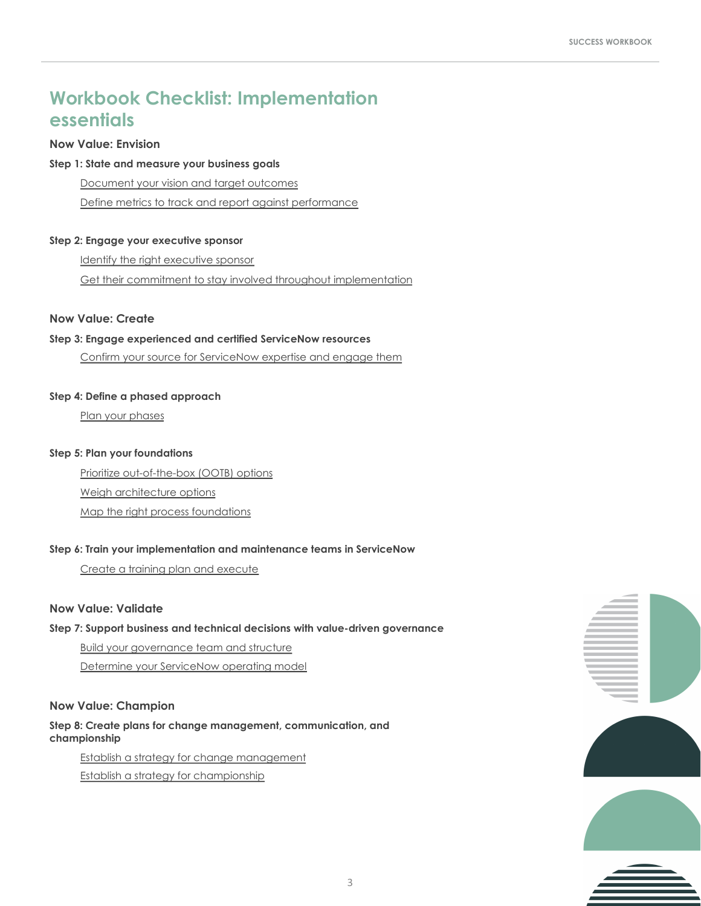# Workbook Checklist: Implementation essentials

### Now Value: Envision

**Step 1: State and measure your business goals**

- Document your vision and target outcomes
- Define metrics to track and report against performance

**Step 2: Engage your executive sponsor**

- Identify the right executive sponsor
- Get their commitment to stay involved throughout implementation

### Now Value: Create

**Step 3: Engage experienced and certified ServiceNow resources**

- Confirm your source for ServiceNow expertise and engage them

**Step 4: Define a phased approach**

- Plan your phases

**Step 5: Plan your foundations**

- Prioritize out-of-the-box (OOTB) options
- Weigh architecture options
- Map the right process foundations

**Step 6: Train your implementation and maintenance teams in ServiceNow**

- Create a training plan and execute

### Now Value: Validate

**Step 7: Support business and technical decisions with value-driven governance**

- Build your governance team and structure
- Determine your ServiceNow operating model

### Now Value: Champion

**Step 8: Create plans for change management, communication, and championship**

- Establish a strategy for change management
- Establish a strategy for championship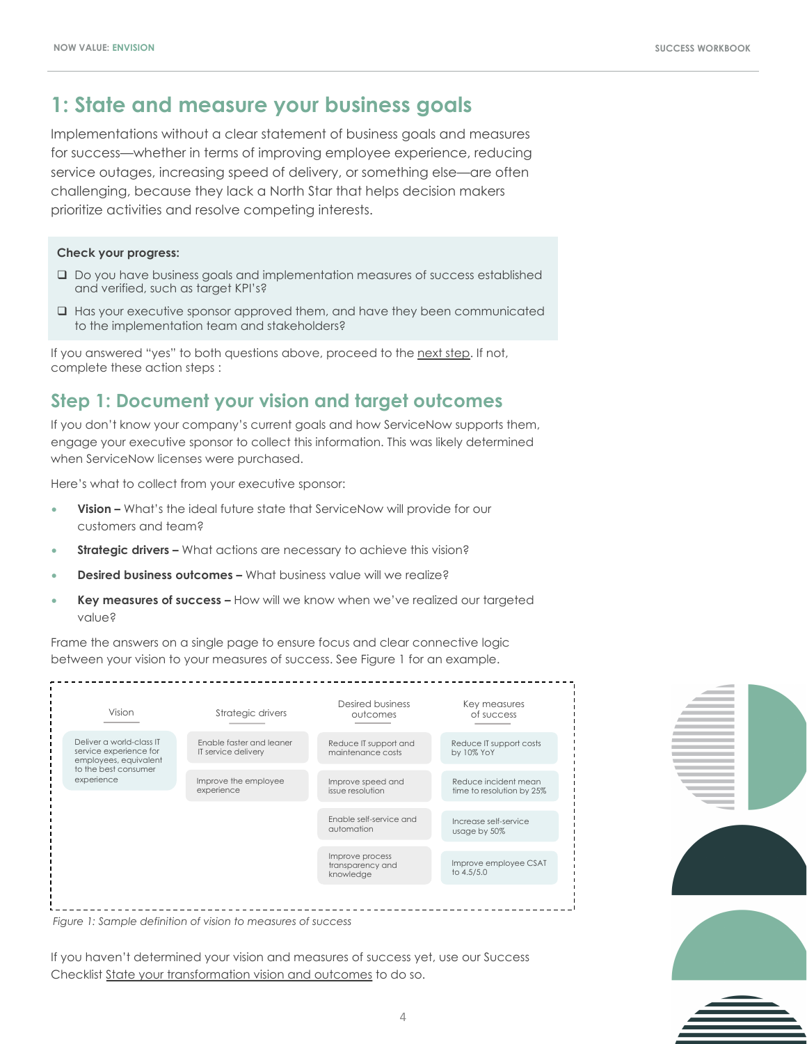## 1: State and measure your business goals

Implementations without a clear statement of business goals and measures for success—whether in terms of improving employee experience, reducing service outages, increasing speed of delivery, or something else—are often challenging, because they lack a North Star that helps decision makers prioritize activities and resolve competing interests.

**Check your progress:**

- ❑ Do you have business goals and implementation measures of success established and verified, such as target KPI's?
- ❑ Has your executive sponsor approved them, and have they been communicated to the implementation team and stakeholders?

If you answered "yes" to both questions above, proceed to the next step. If not, complete these action steps :

## Step 1: Document your vision and target outcomes

If you don't know your company's current goals and how ServiceNow supports them, engage your executive sponsor to collect this information. This was likely determined when ServiceNow licenses were purchased.

Here's what to collect from your executive sponsor:

- **Vision –** What's the ideal future state that ServiceNow will provide for our customers and team?
- **Strategic drivers –** What actions are necessary to achieve this vision?
- **Desired business outcomes –** What business value will we realize?
- **Key measures of success –** How will we know when we've realized our targeted value?

Frame the answers on a single page to ensure focus and clear connective logic between your vision to your measures of success. See Figure 1 for an example.

| Vision | Strategic drivers | Desired business outcomes | Key measures of success |
|---|---|---|---|
| Deliver a world-class IT service experience for employees, equivalent to the best consumer experience | Enable faster and leaner IT service delivery | Reduce IT support and maintenance costs | Reduce IT support costs by 10% YoY |
| | Improve the employee experience | Improve speed and issue resolution | Reduce incident mean time to resolution by 25% |
| | | Enable self-service and automation | Increase self-service usage by 50% |
| | | Improve process transparency and knowledge | Improve employee CSAT to 4.5/5.0 |

*Figure 1: Sample definition of vision to measures of success*

If you haven't determined your vision and measures of success yet, use our Success Checklist State your transformation vision and outcomes to do so.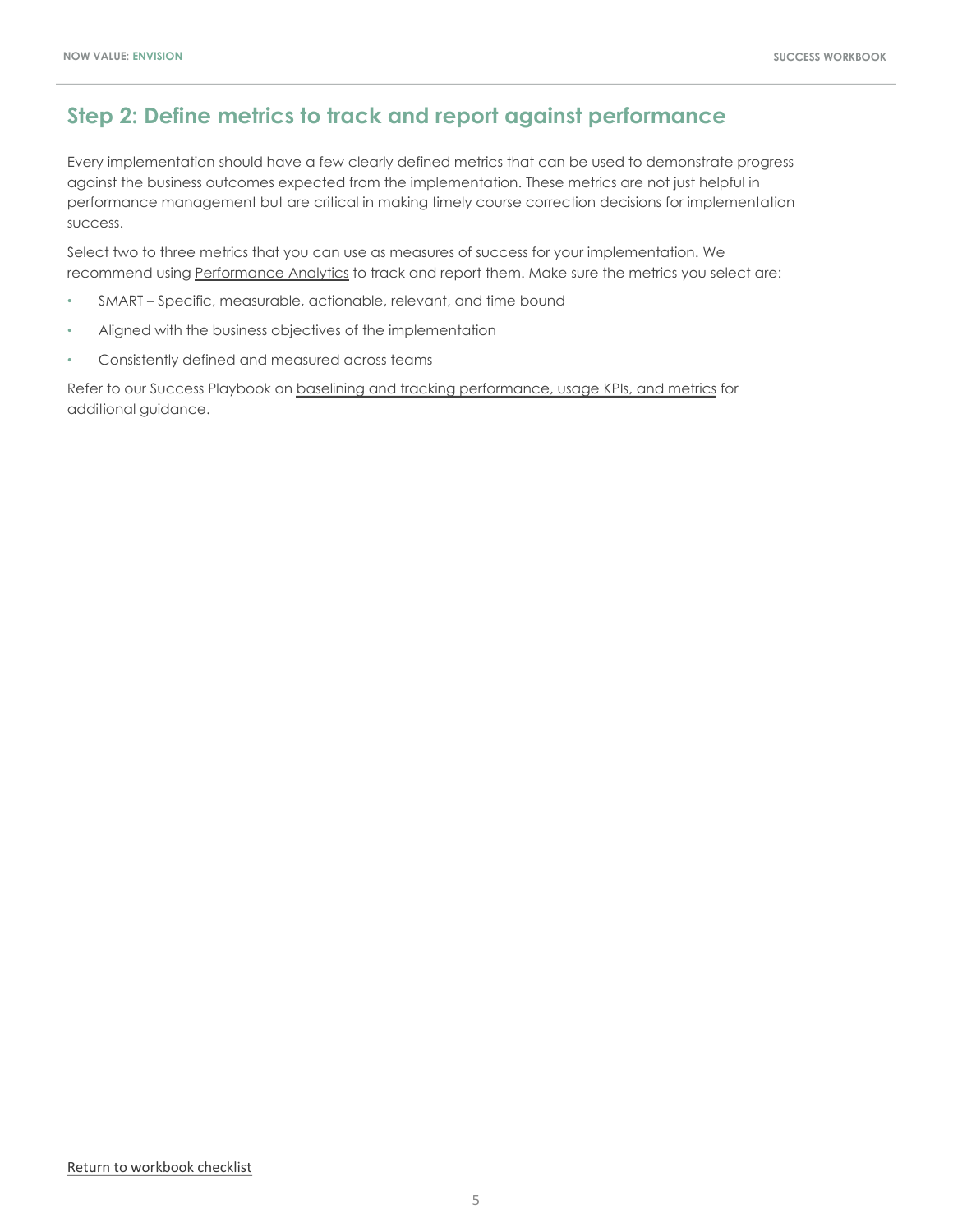## Step 2: Define metrics to track and report against performance

Every implementation should have a few clearly defined metrics that can be used to demonstrate progress against the business outcomes expected from the implementation. These metrics are not just helpful in performance management but are critical in making timely course correction decisions for implementation success.

Select two to three metrics that you can use as measures of success for your implementation. We recommend using Performance Analytics to track and report them. Make sure the metrics you select are:

- SMART – Specific, measurable, actionable, relevant, and time bound
- Aligned with the business objectives of the implementation
- Consistently defined and measured across teams

Refer to our Success Playbook on baselining and tracking performance, usage KPIs, and metrics for additional guidance.

Return to workbook checklist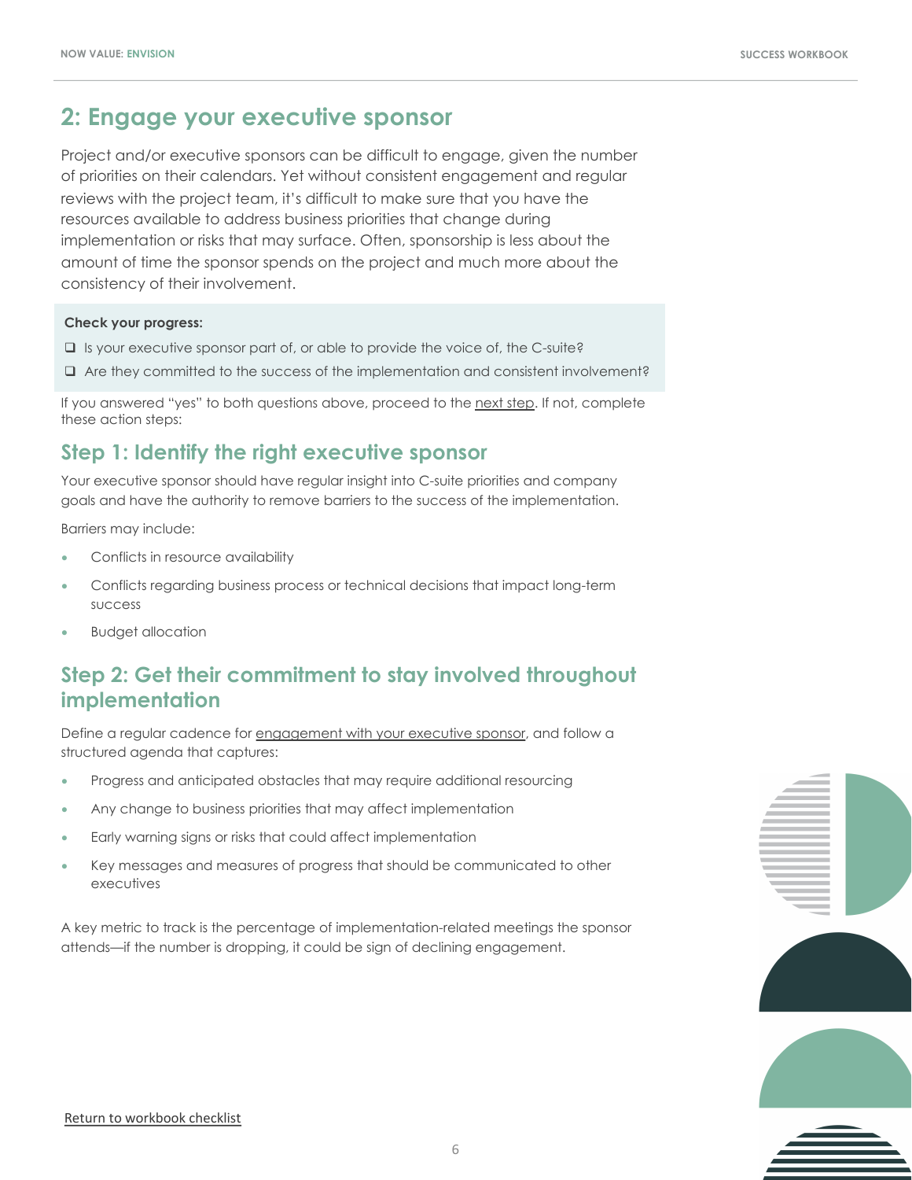## 2: Engage your executive sponsor

Project and/or executive sponsors can be difficult to engage, given the number of priorities on their calendars. Yet without consistent engagement and regular reviews with the project team, it's difficult to make sure that you have the resources available to address business priorities that change during implementation or risks that may surface. Often, sponsorship is less about the amount of time the sponsor spends on the project and much more about the consistency of their involvement.

**Check your progress:**

- ❑ Is your executive sponsor part of, or able to provide the voice of, the C-suite?
- ❑ Are they committed to the success of the implementation and consistent involvement?

If you answered "yes" to both questions above, proceed to the next step. If not, complete these action steps:

### Step 1: Identify the right executive sponsor

Your executive sponsor should have regular insight into C-suite priorities and company goals and have the authority to remove barriers to the success of the implementation.

Barriers may include:

- Conflicts in resource availability
- Conflicts regarding business process or technical decisions that impact long-term success
- Budget allocation

### Step 2: Get their commitment to stay involved throughout implementation

Define a regular cadence for engagement with your executive sponsor, and follow a structured agenda that captures:

- Progress and anticipated obstacles that may require additional resourcing
- Any change to business priorities that may affect implementation
- Early warning signs or risks that could affect implementation
- Key messages and measures of progress that should be communicated to other executives

A key metric to track is the percentage of implementation-related meetings the sponsor attends—if the number is dropping, it could be sign of declining engagement.

Return to workbook checklist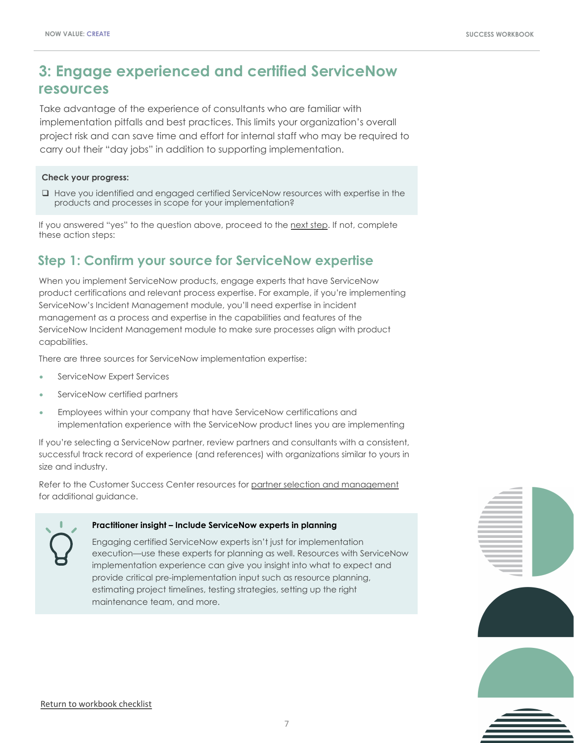## 3: Engage experienced and certified ServiceNow resources

Take advantage of the experience of consultants who are familiar with implementation pitfalls and best practices. This limits your organization's overall project risk and can save time and effort for internal staff who may be required to carry out their "day jobs" in addition to supporting implementation.

**Check your progress:**

- ❑ Have you identified and engaged certified ServiceNow resources with expertise in the products and processes in scope for your implementation?

If you answered "yes" to the question above, proceed to the next step. If not, complete these action steps:

### Step 1: Confirm your source for ServiceNow expertise

When you implement ServiceNow products, engage experts that have ServiceNow product certifications and relevant process expertise. For example, if you're implementing ServiceNow's Incident Management module, you'll need expertise in incident management as a process and expertise in the capabilities and features of the ServiceNow Incident Management module to make sure processes align with product capabilities.

There are three sources for ServiceNow implementation expertise:

- ServiceNow Expert Services
- ServiceNow certified partners
- Employees within your company that have ServiceNow certifications and implementation experience with the ServiceNow product lines you are implementing

If you're selecting a ServiceNow partner, review partners and consultants with a consistent, successful track record of experience (and references) with organizations similar to yours in size and industry.

Refer to the Customer Success Center resources for partner selection and management for additional guidance.

**Practitioner insight – Include ServiceNow experts in planning**

Engaging certified ServiceNow experts isn't just for implementation execution—use these experts for planning as well. Resources with ServiceNow implementation experience can give you insight into what to expect and provide critical pre-implementation input such as resource planning, estimating project timelines, testing strategies, setting up the right maintenance team, and more.

Return to workbook checklist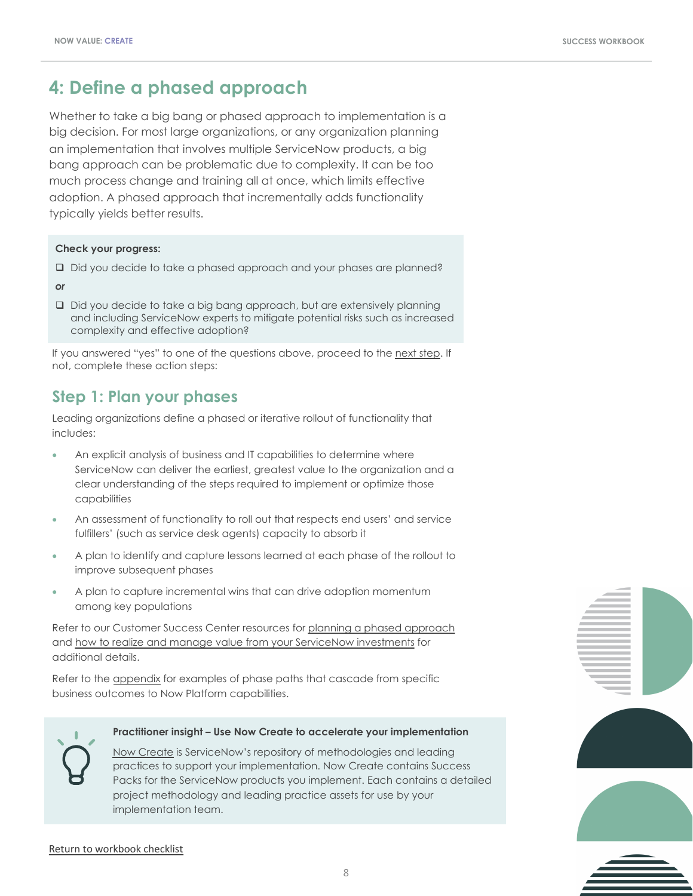## 4: Define a phased approach

Whether to take a big bang or phased approach to implementation is a big decision. For most large organizations, or any organization planning an implementation that involves multiple ServiceNow products, a big bang approach can be problematic due to complexity. It can be too much process change and training all at once, which limits effective adoption. A phased approach that incrementally adds functionality typically yields better results.

**Check your progress:**

- ❑ Did you decide to take a phased approach and your phases are planned?

**or**

- ❑ Did you decide to take a big bang approach, but are extensively planning and including ServiceNow experts to mitigate potential risks such as increased complexity and effective adoption?

If you answered "yes" to one of the questions above, proceed to the next step. If not, complete these action steps:

### Step 1: Plan your phases

Leading organizations define a phased or iterative rollout of functionality that includes:

- An explicit analysis of business and IT capabilities to determine where ServiceNow can deliver the earliest, greatest value to the organization and a clear understanding of the steps required to implement or optimize those capabilities
- An assessment of functionality to roll out that respects end users' and service fulfillers' (such as service desk agents) capacity to absorb it
- A plan to identify and capture lessons learned at each phase of the rollout to improve subsequent phases
- A plan to capture incremental wins that can drive adoption momentum among key populations

Refer to our Customer Success Center resources for planning a phased approach and how to realize and manage value from your ServiceNow investments for additional details.

Refer to the appendix for examples of phase paths that cascade from specific business outcomes to Now Platform capabilities.

**Practitioner insight – Use Now Create to accelerate your implementation**

Now Create is ServiceNow's repository of methodologies and leading practices to support your implementation. Now Create contains Success Packs for the ServiceNow products you implement. Each contains a detailed project methodology and leading practice assets for use by your implementation team.

Return to workbook checklist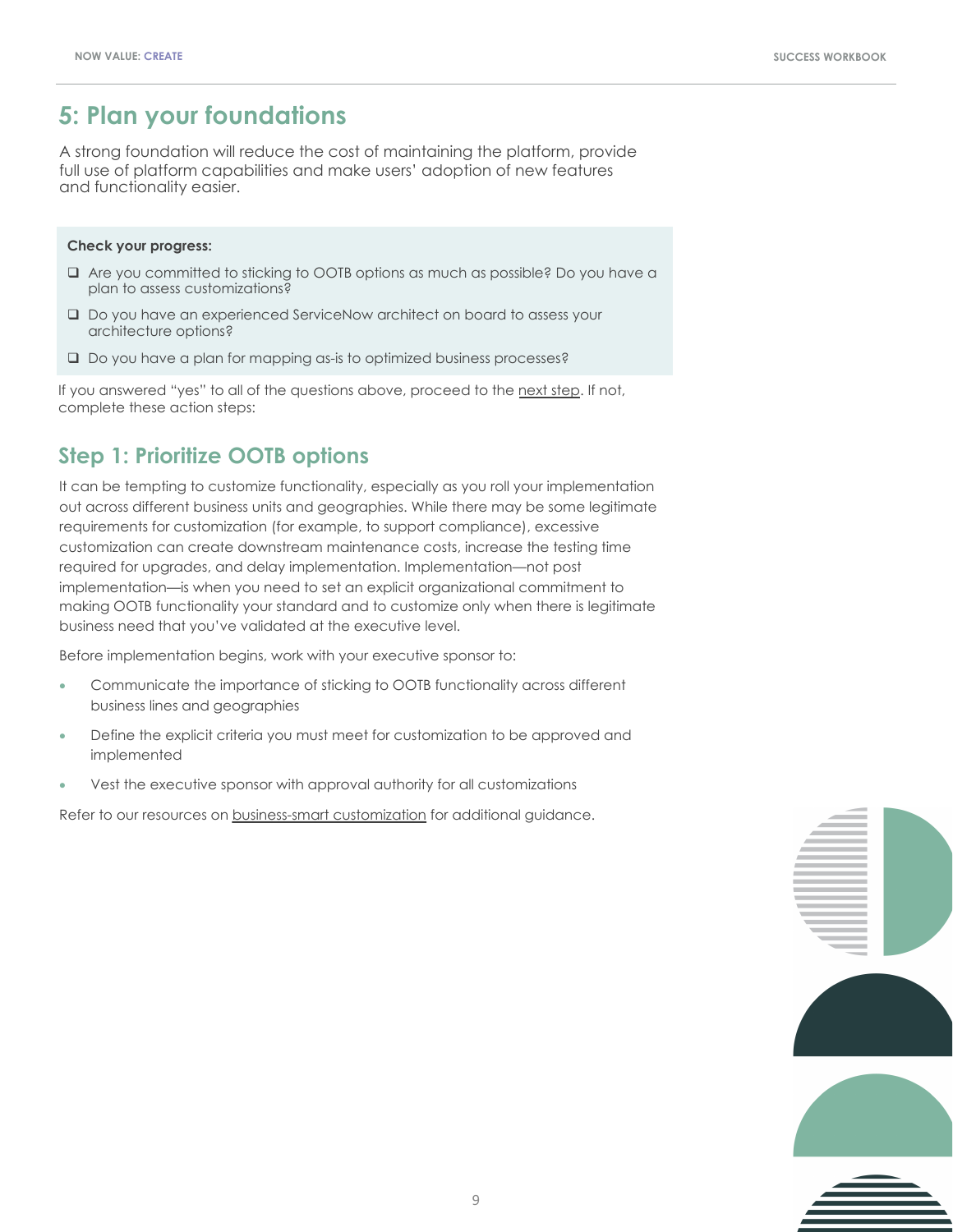## 5: Plan your foundations

A strong foundation will reduce the cost of maintaining the platform, provide full use of platform capabilities and make users' adoption of new features and functionality easier.

**Check your progress:**

- ❑ Are you committed to sticking to OOTB options as much as possible? Do you have a plan to assess customizations?
- ❑ Do you have an experienced ServiceNow architect on board to assess your architecture options?
- ❑ Do you have a plan for mapping as-is to optimized business processes?

If you answered "yes" to all of the questions above, proceed to the next step. If not, complete these action steps:

### Step 1: Prioritize OOTB options

It can be tempting to customize functionality, especially as you roll your implementation out across different business units and geographies. While there may be some legitimate requirements for customization (for example, to support compliance), excessive customization can create downstream maintenance costs, increase the testing time required for upgrades, and delay implementation. Implementation—not post implementation—is when you need to set an explicit organizational commitment to making OOTB functionality your standard and to customize only when there is legitimate business need that you've validated at the executive level.

Before implementation begins, work with your executive sponsor to:

- Communicate the importance of sticking to OOTB functionality across different business lines and geographies
- Define the explicit criteria you must meet for customization to be approved and implemented
- Vest the executive sponsor with approval authority for all customizations

Refer to our resources on business-smart customization for additional guidance.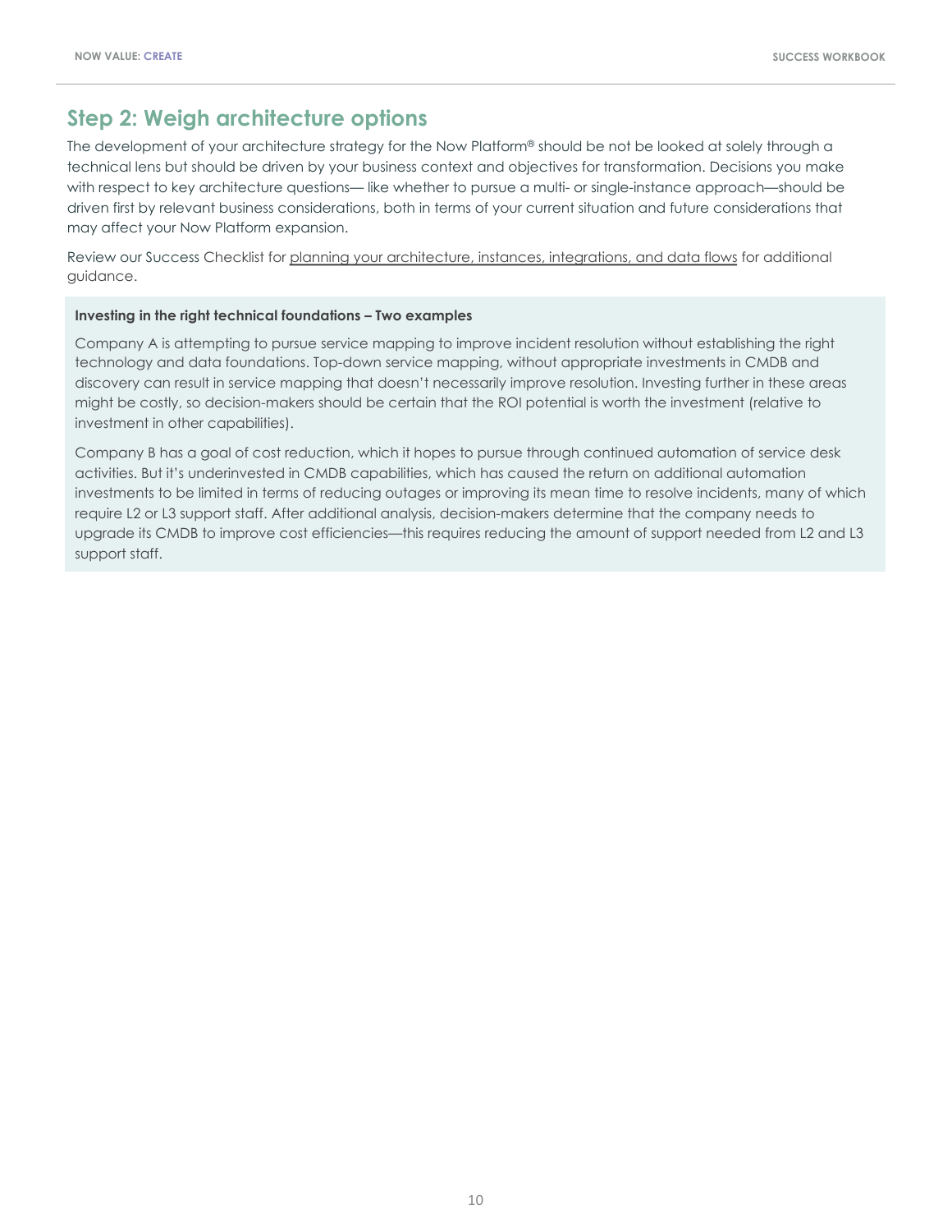## Step 2: Weigh architecture options

The development of your architecture strategy for the Now Platform® should be not be looked at solely through a technical lens but should be driven by your business context and objectives for transformation. Decisions you make with respect to key architecture questions— like whether to pursue a multi- or single-instance approach—should be driven first by relevant business considerations, both in terms of your current situation and future considerations that may affect your Now Platform expansion.

Review our Success Checklist for planning your architecture, instances, integrations, and data flows for additional guidance.

**Investing in the right technical foundations – Two examples**

Company A is attempting to pursue service mapping to improve incident resolution without establishing the right technology and data foundations. Top-down service mapping, without appropriate investments in CMDB and discovery can result in service mapping that doesn't necessarily improve resolution. Investing further in these areas might be costly, so decision-makers should be certain that the ROI potential is worth the investment (relative to investment in other capabilities).

Company B has a goal of cost reduction, which it hopes to pursue through continued automation of service desk activities. But it's underinvested in CMDB capabilities, which has caused the return on additional automation investments to be limited in terms of reducing outages or improving its mean time to resolve incidents, many of which require L2 or L3 support staff. After additional analysis, decision-makers determine that the company needs to upgrade its CMDB to improve cost efficiencies—this requires reducing the amount of support needed from L2 and L3 support staff.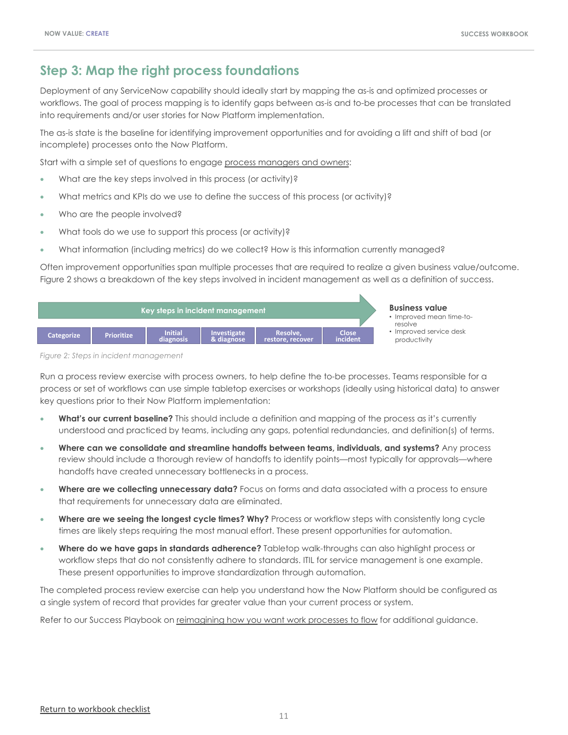## Step 3: Map the right process foundations

Deployment of any ServiceNow capability should ideally start by mapping the as-is and optimized processes or workflows. The goal of process mapping is to identify gaps between as-is and to-be processes that can be translated into requirements and/or user stories for Now Platform implementation.

The as-is state is the baseline for identifying improvement opportunities and for avoiding a lift and shift of bad (or incomplete) processes onto the Now Platform.

Start with a simple set of questions to engage process managers and owners:

- What are the key steps involved in this process (or activity)?
- What metrics and KPIs do we use to define the success of this process (or activity)?
- Who are the people involved?
- What tools do we use to support this process (or activity)?
- What information (including metrics) do we collect? How is this information currently managed?

Often improvement opportunities span multiple processes that are required to realize a given business value/outcome. Figure 2 shows a breakdown of the key steps involved in incident management as well as a definition of success.

**Key steps in incident management**

| Categorize | Prioritize | Initial diagnosis | Investigate & diagnose | Resolve, restore, recover | Close incident |
|---|---|---|---|---|---|

**Business value**

- Improved mean time-to-resolve
- Improved service desk productivity

*Figure 2: Steps in incident management*

Run a process review exercise with process owners, to help define the to-be processes. Teams responsible for a process or set of workflows can use simple tabletop exercises or workshops (ideally using historical data) to answer key questions prior to their Now Platform implementation:

- **What's our current baseline?** This should include a definition and mapping of the process as it's currently understood and practiced by teams, including any gaps, potential redundancies, and definition(s) of terms.
- **Where can we consolidate and streamline handoffs between teams, individuals, and systems?** Any process review should include a thorough review of handoffs to identify points—most typically for approvals—where handoffs have created unnecessary bottlenecks in a process.
- **Where are we collecting unnecessary data?** Focus on forms and data associated with a process to ensure that requirements for unnecessary data are eliminated.
- **Where are we seeing the longest cycle times? Why?** Process or workflow steps with consistently long cycle times are likely steps requiring the most manual effort. These present opportunities for automation.
- **Where do we have gaps in standards adherence?** Tabletop walk-throughs can also highlight process or workflow steps that do not consistently adhere to standards. ITIL for service management is one example. These present opportunities to improve standardization through automation.

The completed process review exercise can help you understand how the Now Platform should be configured as a single system of record that provides far greater value than your current process or system.

Refer to our Success Playbook on reimagining how you want work processes to flow for additional guidance.

Return to workbook checklist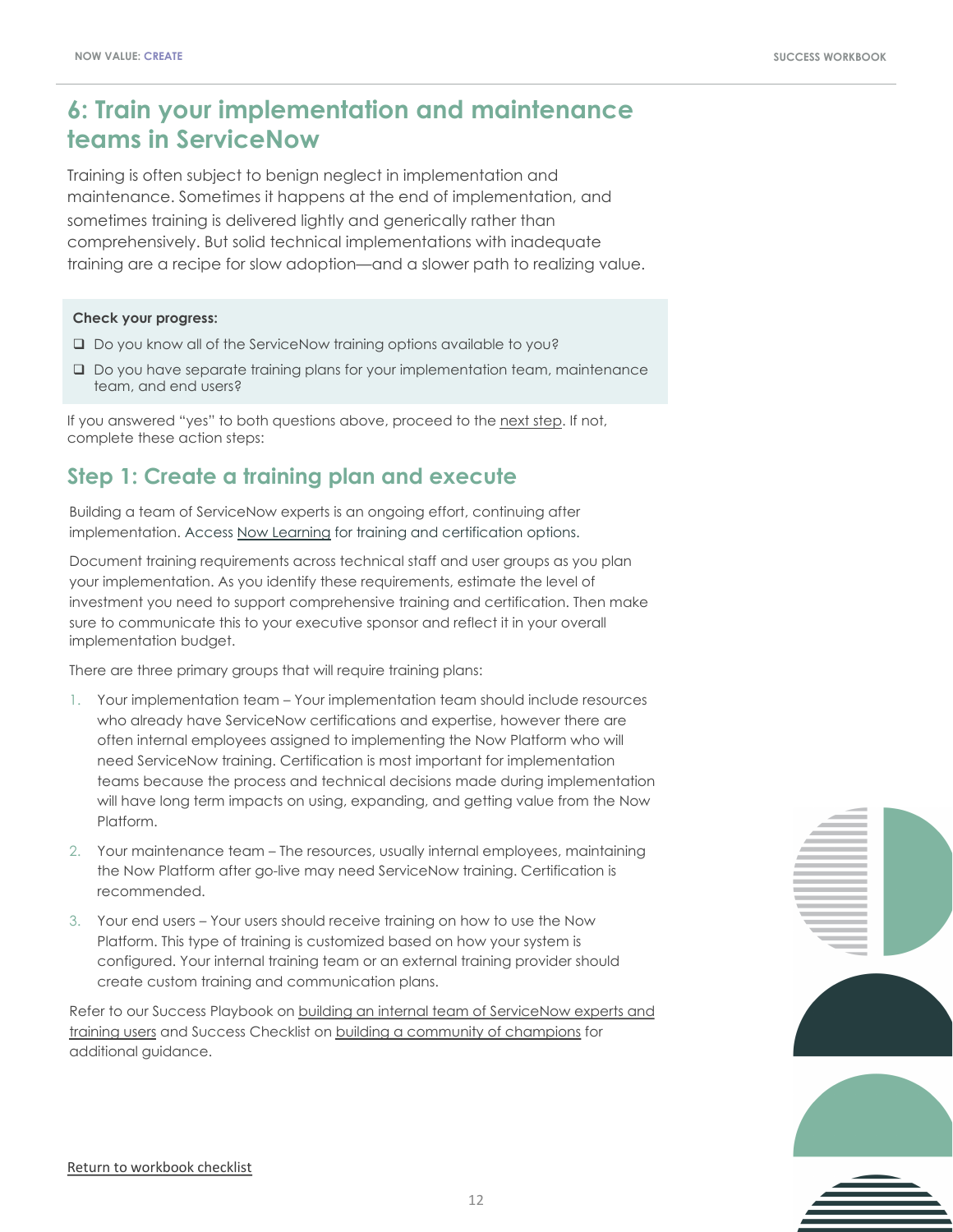# 6: Train your implementation and maintenance teams in ServiceNow

Training is often subject to benign neglect in implementation and maintenance. Sometimes it happens at the end of implementation, and sometimes training is delivered lightly and generically rather than comprehensively. But solid technical implementations with inadequate training are a recipe for slow adoption—and a slower path to realizing value.

**Check your progress:**

- ❑ Do you know all of the ServiceNow training options available to you?
- ❑ Do you have separate training plans for your implementation team, maintenance team, and end users?

If you answered "yes" to both questions above, proceed to the next step. If not, complete these action steps:

## Step 1: Create a training plan and execute

Building a team of ServiceNow experts is an ongoing effort, continuing after implementation. Access Now Learning for training and certification options.

Document training requirements across technical staff and user groups as you plan your implementation. As you identify these requirements, estimate the level of investment you need to support comprehensive training and certification. Then make sure to communicate this to your executive sponsor and reflect it in your overall implementation budget.

There are three primary groups that will require training plans:

1. Your implementation team – Your implementation team should include resources who already have ServiceNow certifications and expertise, however there are often internal employees assigned to implementing the Now Platform who will need ServiceNow training. Certification is most important for implementation teams because the process and technical decisions made during implementation will have long term impacts on using, expanding, and getting value from the Now Platform.
2. Your maintenance team – The resources, usually internal employees, maintaining the Now Platform after go-live may need ServiceNow training. Certification is recommended.
3. Your end users – Your users should receive training on how to use the Now Platform. This type of training is customized based on how your system is configured. Your internal training team or an external training provider should create custom training and communication plans.

Refer to our Success Playbook on building an internal team of ServiceNow experts and training users and Success Checklist on building a community of champions for additional guidance.

Return to workbook checklist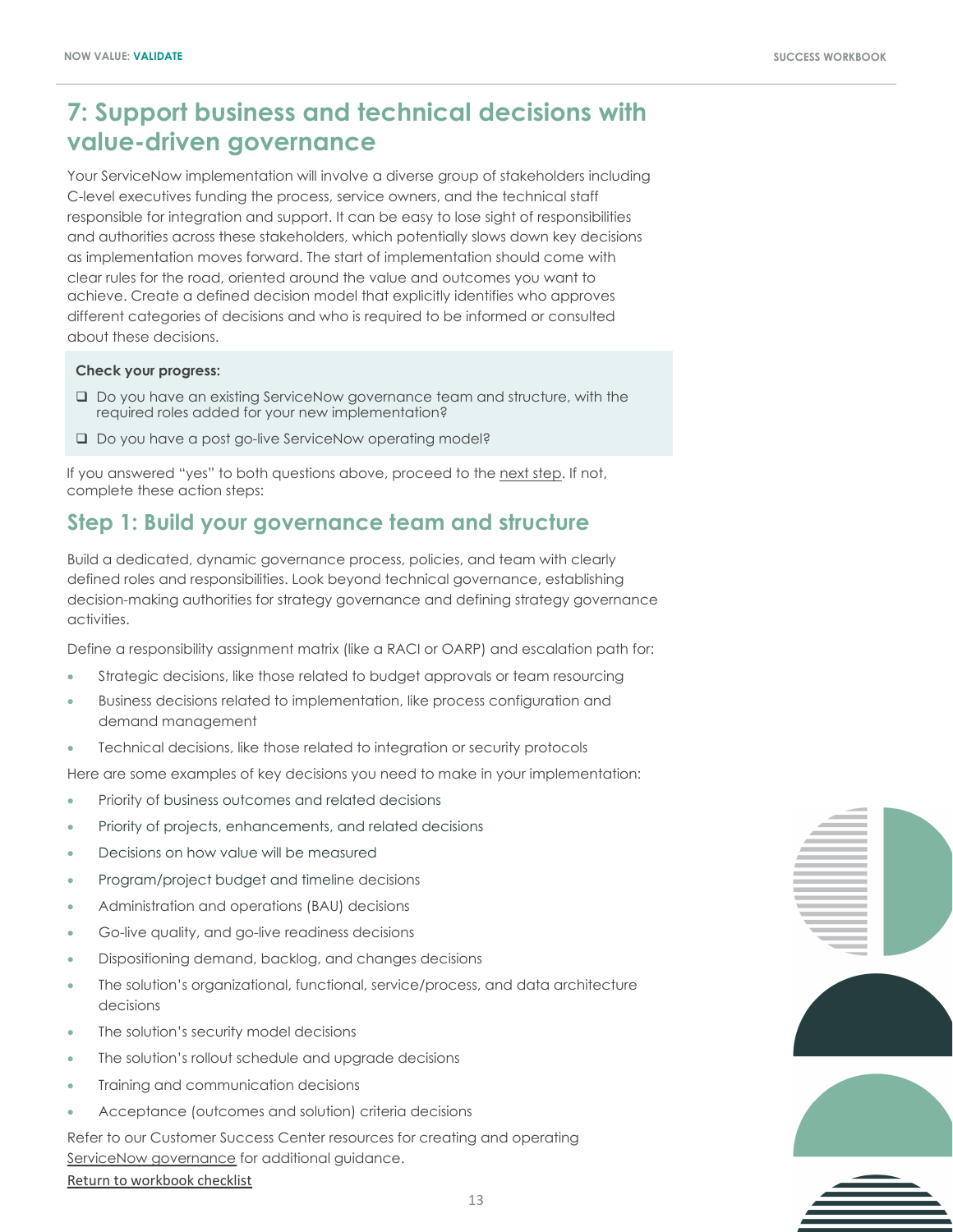# 7: Support business and technical decisions with value-driven governance

Your ServiceNow implementation will involve a diverse group of stakeholders including C-level executives funding the process, service owners, and the technical staff responsible for integration and support. It can be easy to lose sight of responsibilities and authorities across these stakeholders, which potentially slows down key decisions as implementation moves forward. The start of implementation should come with clear rules for the road, oriented around the value and outcomes you want to achieve. Create a defined decision model that explicitly identifies who approves different categories of decisions and who is required to be informed or consulted about these decisions.

**Check your progress:**

- ❑ Do you have an existing ServiceNow governance team and structure, with the required roles added for your new implementation?
- ❑ Do you have a post go-live ServiceNow operating model?

If you answered "yes" to both questions above, proceed to the next step. If not, complete these action steps:

## Step 1: Build your governance team and structure

Build a dedicated, dynamic governance process, policies, and team with clearly defined roles and responsibilities. Look beyond technical governance, establishing decision-making authorities for strategy governance and defining strategy governance activities.

Define a responsibility assignment matrix (like a RACI or OARP) and escalation path for:

- Strategic decisions, like those related to budget approvals or team resourcing
- Business decisions related to implementation, like process configuration and demand management
- Technical decisions, like those related to integration or security protocols

Here are some examples of key decisions you need to make in your implementation:

- Priority of business outcomes and related decisions
- Priority of projects, enhancements, and related decisions
- Decisions on how value will be measured
- Program/project budget and timeline decisions
- Administration and operations (BAU) decisions
- Go-live quality, and go-live readiness decisions
- Dispositioning demand, backlog, and changes decisions
- The solution's organizational, functional, service/process, and data architecture decisions
- The solution's security model decisions
- The solution's rollout schedule and upgrade decisions
- Training and communication decisions
- Acceptance (outcomes and solution) criteria decisions

Refer to our Customer Success Center resources for creating and operating ServiceNow governance for additional guidance.

Return to workbook checklist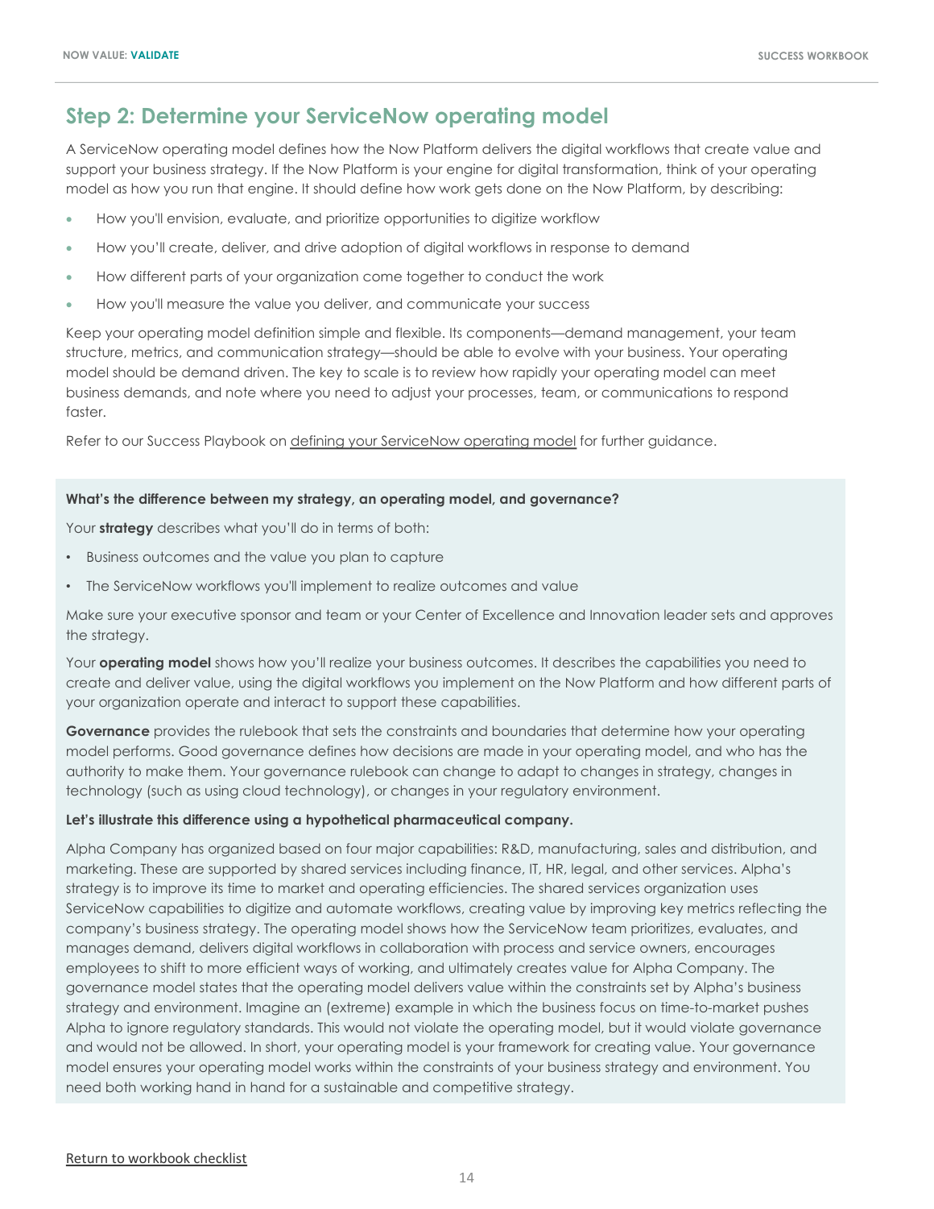## Step 2: Determine your ServiceNow operating model

A ServiceNow operating model defines how the Now Platform delivers the digital workflows that create value and support your business strategy. If the Now Platform is your engine for digital transformation, think of your operating model as how you run that engine. It should define how work gets done on the Now Platform, by describing:

- How you'll envision, evaluate, and prioritize opportunities to digitize workflow
- How you'll create, deliver, and drive adoption of digital workflows in response to demand
- How different parts of your organization come together to conduct the work
- How you'll measure the value you deliver, and communicate your success

Keep your operating model definition simple and flexible. Its components—demand management, your team structure, metrics, and communication strategy—should be able to evolve with your business. Your operating model should be demand driven. The key to scale is to review how rapidly your operating model can meet business demands, and note where you need to adjust your processes, team, or communications to respond faster.

Refer to our Success Playbook on defining your ServiceNow operating model for further guidance.

**What's the difference between my strategy, an operating model, and governance?**

Your **strategy** describes what you'll do in terms of both:

- Business outcomes and the value you plan to capture
- The ServiceNow workflows you'll implement to realize outcomes and value

Make sure your executive sponsor and team or your Center of Excellence and Innovation leader sets and approves the strategy.

Your **operating model** shows how you'll realize your business outcomes. It describes the capabilities you need to create and deliver value, using the digital workflows you implement on the Now Platform and how different parts of your organization operate and interact to support these capabilities.

**Governance** provides the rulebook that sets the constraints and boundaries that determine how your operating model performs. Good governance defines how decisions are made in your operating model, and who has the authority to make them. Your governance rulebook can change to adapt to changes in strategy, changes in technology (such as using cloud technology), or changes in your regulatory environment.

**Let's illustrate this difference using a hypothetical pharmaceutical company.**

Alpha Company has organized based on four major capabilities: R&D, manufacturing, sales and distribution, and marketing. These are supported by shared services including finance, IT, HR, legal, and other services. Alpha's strategy is to improve its time to market and operating efficiencies. The shared services organization uses ServiceNow capabilities to digitize and automate workflows, creating value by improving key metrics reflecting the company's business strategy. The operating model shows how the ServiceNow team prioritizes, evaluates, and manages demand, delivers digital workflows in collaboration with process and service owners, encourages employees to shift to more efficient ways of working, and ultimately creates value for Alpha Company. The governance model states that the operating model delivers value within the constraints set by Alpha's business strategy and environment. Imagine an (extreme) example in which the business focus on time-to-market pushes Alpha to ignore regulatory standards. This would not violate the operating model, but it would violate governance and would not be allowed. In short, your operating model is your framework for creating value. Your governance model ensures your operating model works within the constraints of your business strategy and environment. You need both working hand in hand for a sustainable and competitive strategy.

Return to workbook checklist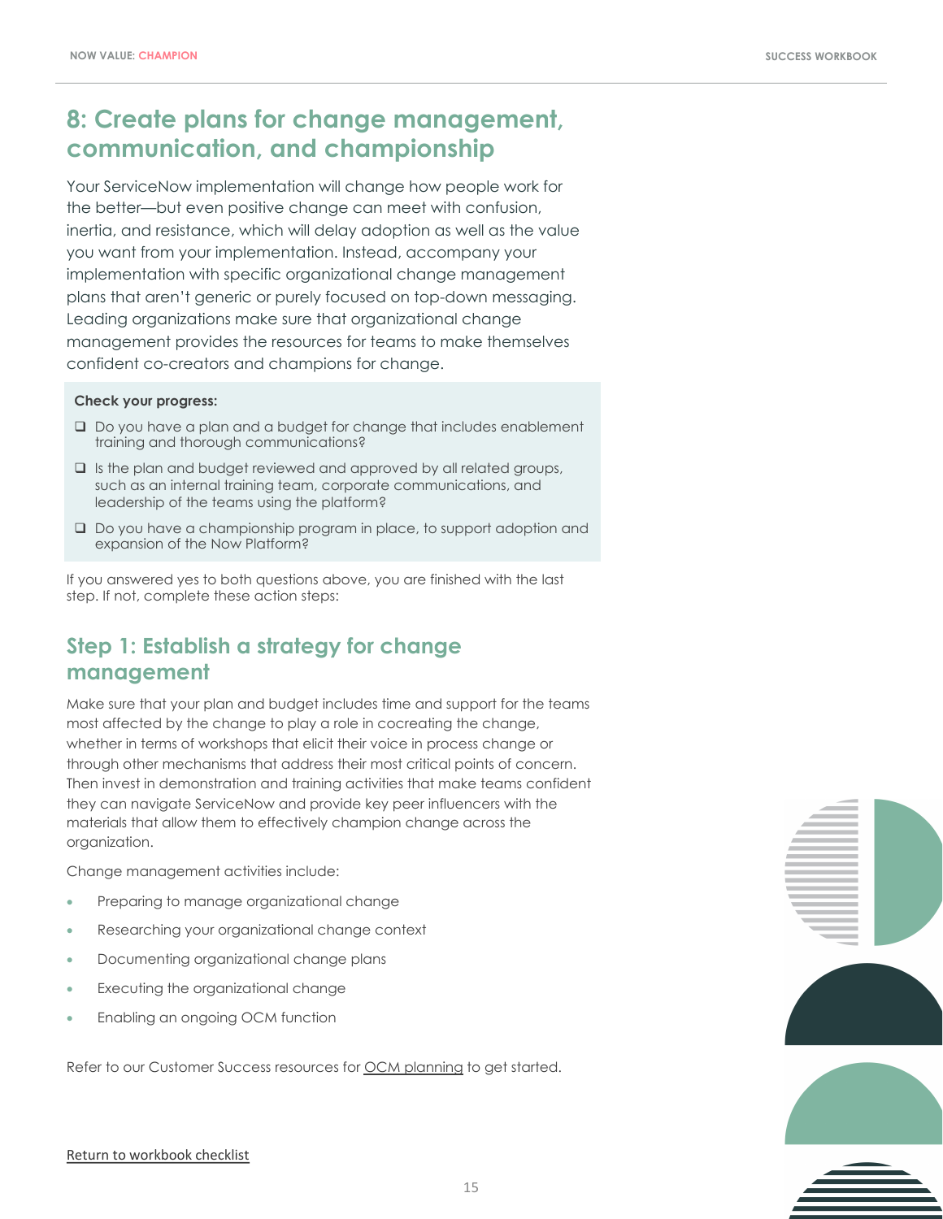## 8: Create plans for change management, communication, and championship

Your ServiceNow implementation will change how people work for the better—but even positive change can meet with confusion, inertia, and resistance, which will delay adoption as well as the value you want from your implementation. Instead, accompany your implementation with specific organizational change management plans that aren't generic or purely focused on top-down messaging. Leading organizations make sure that organizational change management provides the resources for teams to make themselves confident co-creators and champions for change.

**Check your progress:**

- ❑ Do you have a plan and a budget for change that includes enablement training and thorough communications?
- ❑ Is the plan and budget reviewed and approved by all related groups, such as an internal training team, corporate communications, and leadership of the teams using the platform?
- ❑ Do you have a championship program in place, to support adoption and expansion of the Now Platform?

If you answered yes to both questions above, you are finished with the last step. If not, complete these action steps:

### Step 1: Establish a strategy for change management

Make sure that your plan and budget includes time and support for the teams most affected by the change to play a role in cocreating the change, whether in terms of workshops that elicit their voice in process change or through other mechanisms that address their most critical points of concern. Then invest in demonstration and training activities that make teams confident they can navigate ServiceNow and provide key peer influencers with the materials that allow them to effectively champion change across the organization.

Change management activities include:

- Preparing to manage organizational change
- Researching your organizational change context
- Documenting organizational change plans
- Executing the organizational change
- Enabling an ongoing OCM function

Refer to our Customer Success resources for OCM planning to get started.

Return to workbook checklist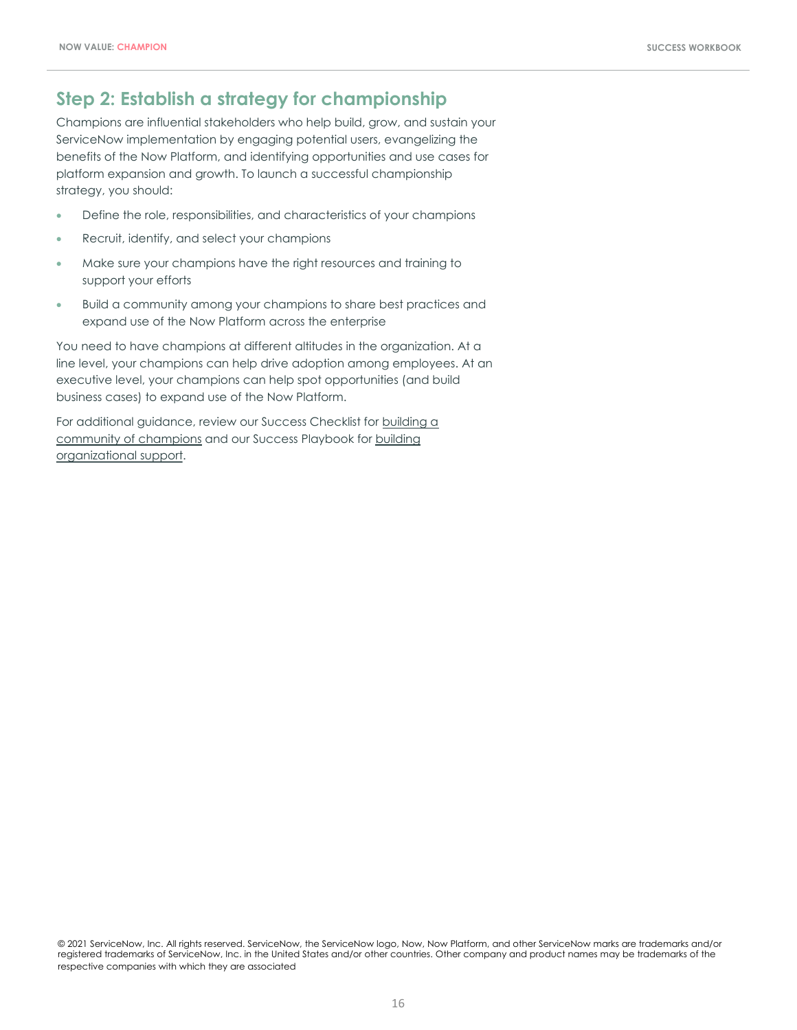## Step 2: Establish a strategy for championship

Champions are influential stakeholders who help build, grow, and sustain your ServiceNow implementation by engaging potential users, evangelizing the benefits of the Now Platform, and identifying opportunities and use cases for platform expansion and growth. To launch a successful championship strategy, you should:

- Define the role, responsibilities, and characteristics of your champions
- Recruit, identify, and select your champions
- Make sure your champions have the right resources and training to support your efforts
- Build a community among your champions to share best practices and expand use of the Now Platform across the enterprise

You need to have champions at different altitudes in the organization. At a line level, your champions can help drive adoption among employees. At an executive level, your champions can help spot opportunities (and build business cases) to expand use of the Now Platform.

For additional guidance, review our Success Checklist for building a community of champions and our Success Playbook for building organizational support.

© 2021 ServiceNow, Inc. All rights reserved. ServiceNow, the ServiceNow logo, Now, Now Platform, and other ServiceNow marks are trademarks and/or registered trademarks of ServiceNow, Inc. in the United States and/or other countries. Other company and product names may be trademarks of the respective companies with which they are associated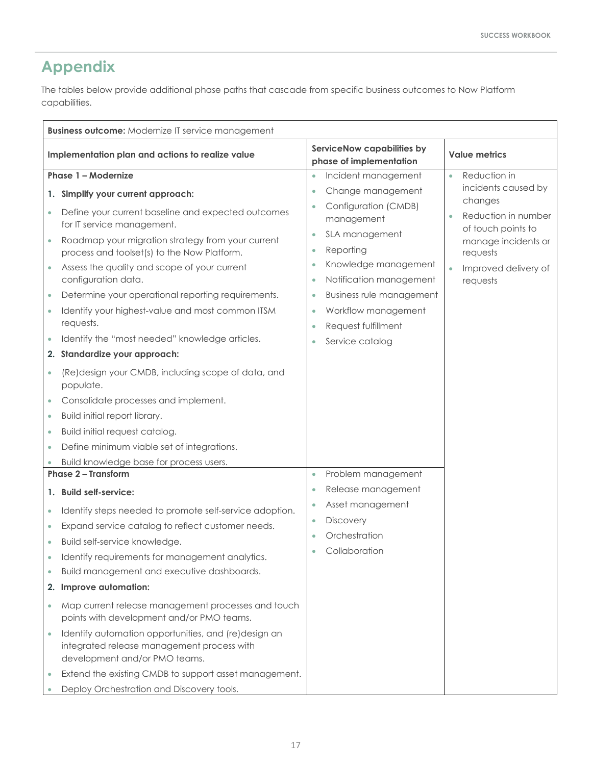# Appendix

The tables below provide additional phase paths that cascade from specific business outcomes to Now Platform capabilities.

| **Business outcome:** Modernize IT service management | | |
|---|---|---|
| **Implementation plan and actions to realize value** | **ServiceNow capabilities by phase of implementation** | **Value metrics** |
| **Phase 1 – Modernize**<br><br>**1. Simplify your current approach:**<br>• Define your current baseline and expected outcomes for IT service management.<br>• Roadmap your migration strategy from your current process and toolset(s) to the Now Platform.<br>• Assess the quality and scope of your current configuration data.<br>• Determine your operational reporting requirements.<br>• Identify your highest-value and most common ITSM requests.<br>• Identify the "most needed" knowledge articles.<br><br>**2. Standardize your approach:**<br>• (Re)design your CMDB, including scope of data, and populate.<br>• Consolidate processes and implement.<br>• Build initial report library.<br>• Build initial request catalog.<br>• Define minimum viable set of integrations.<br>• Build knowledge base for process users. | • Incident management<br>• Change management<br>• Configuration (CMDB) management<br>• SLA management<br>• Reporting<br>• Knowledge management<br>• Notification management<br>• Business rule management<br>• Workflow management<br>• Request fulfillment<br>• Service catalog | • Reduction in incidents caused by changes<br>• Reduction in number of touch points to manage incidents or requests<br>• Improved delivery of requests |
| **Phase 2 – Transform**<br><br>**1. Build self-service:**<br>• Identify steps needed to promote self-service adoption.<br>• Expand service catalog to reflect customer needs.<br>• Build self-service knowledge.<br>• Identify requirements for management analytics.<br>• Build management and executive dashboards.<br><br>**2. Improve automation:**<br>• Map current release management processes and touch points with development and/or PMO teams.<br>• Identify automation opportunities, and (re)design an integrated release management process with development and/or PMO teams.<br>• Extend the existing CMDB to support asset management.<br>• Deploy Orchestration and Discovery tools. | • Problem management<br>• Release management<br>• Asset management<br>• Discovery<br>• Orchestration<br>• Collaboration | |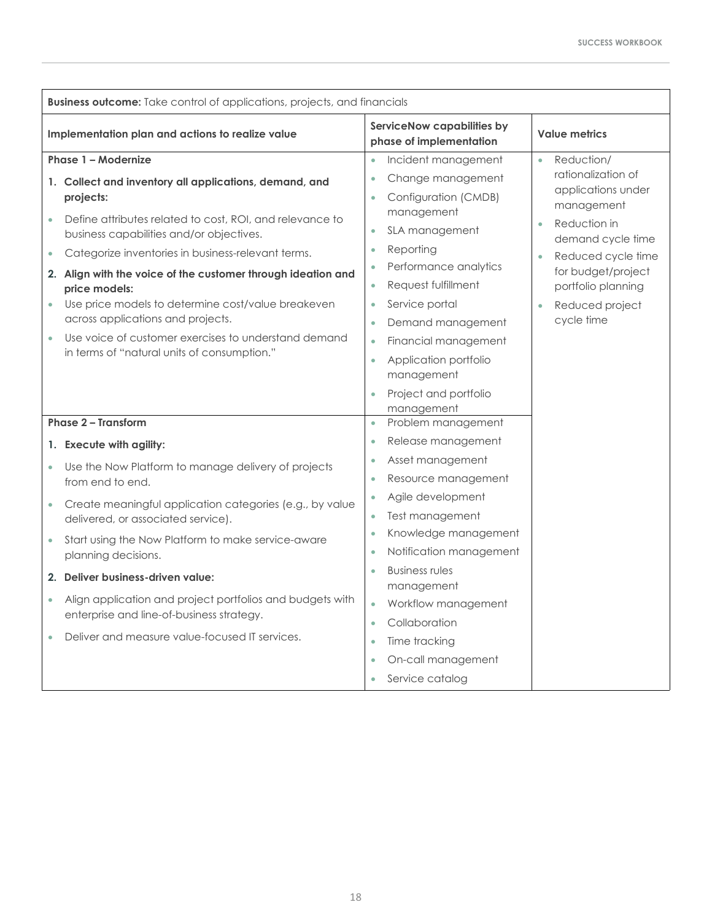| Business outcome: Take control of applications, projects, and financials | | |
|---|---|---|
| **Implementation plan and actions to realize value** | **ServiceNow capabilities by phase of implementation** | **Value metrics** |
| **Phase 1 – Modernize**<br>**1. Collect and inventory all applications, demand, and projects:**<br>• Define attributes related to cost, ROI, and relevance to business capabilities and/or objectives.<br>• Categorize inventories in business-relevant terms.<br>**2. Align with the voice of the customer through ideation and price models:**<br>• Use price models to determine cost/value breakeven across applications and projects.<br>• Use voice of customer exercises to understand demand in terms of "natural units of consumption." | • Incident management<br>• Change management<br>• Configuration (CMDB) management<br>• SLA management<br>• Reporting<br>• Performance analytics<br>• Request fulfillment<br>• Service portal<br>• Demand management<br>• Financial management<br>• Application portfolio management<br>• Project and portfolio management | • Reduction/ rationalization of applications under management<br>• Reduction in demand cycle time<br>• Reduced cycle time for budget/project portfolio planning<br>• Reduced project cycle time |
| **Phase 2 – Transform**<br>**1. Execute with agility:**<br>• Use the Now Platform to manage delivery of projects from end to end.<br>• Create meaningful application categories (e.g., by value delivered, or associated service).<br>• Start using the Now Platform to make service-aware planning decisions.<br>**2. Deliver business-driven value:**<br>• Align application and project portfolios and budgets with enterprise and line-of-business strategy.<br>• Deliver and measure value-focused IT services. | • Problem management<br>• Release management<br>• Asset management<br>• Resource management<br>• Agile development<br>• Test management<br>• Knowledge management<br>• Notification management<br>• Business rules management<br>• Workflow management<br>• Collaboration<br>• Time tracking<br>• On-call management<br>• Service catalog | |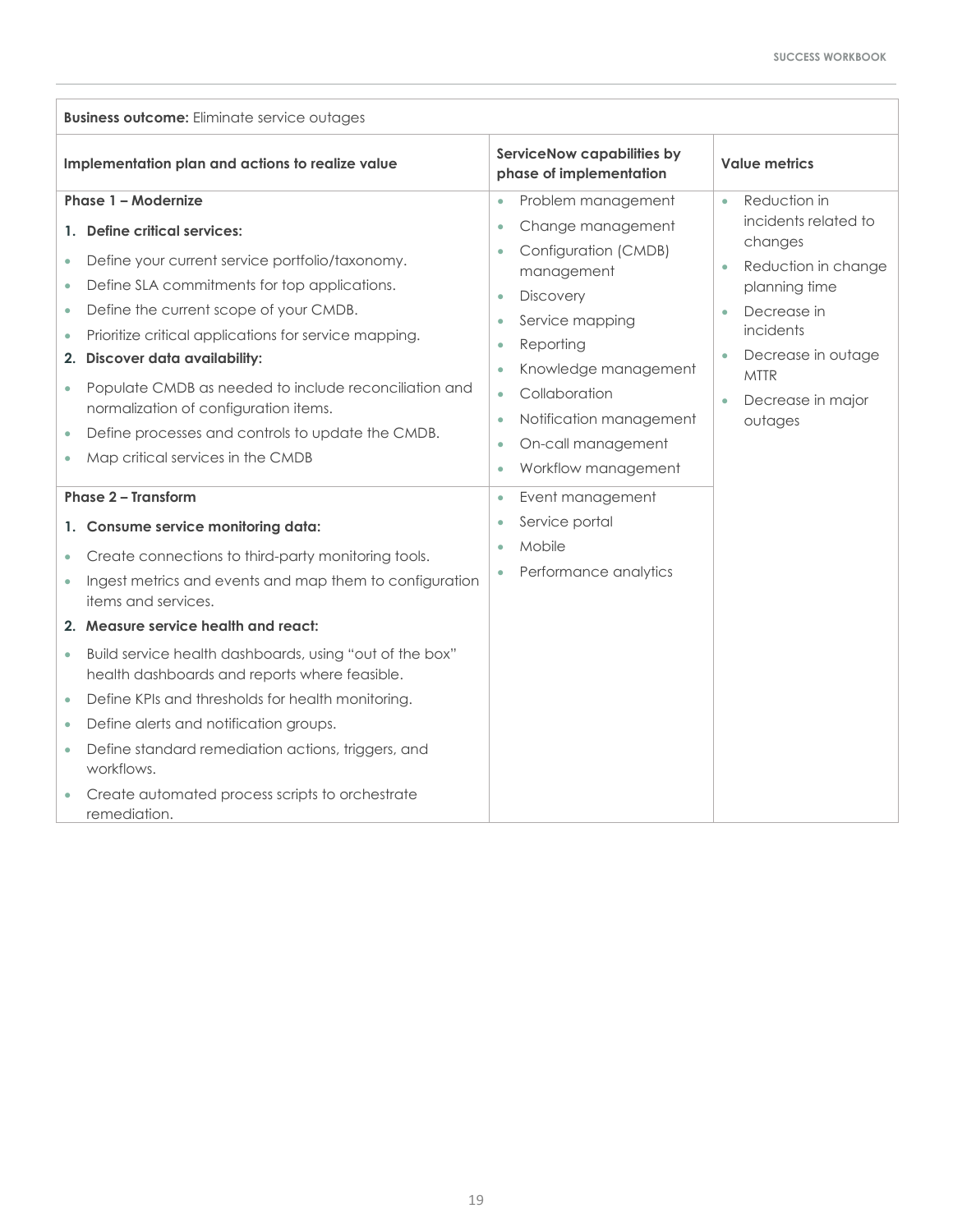| Business outcome: Eliminate service outages | | |
|---|---|---|
| **Implementation plan and actions to realize value** | **ServiceNow capabilities by phase of implementation** | **Value metrics** |
| **Phase 1 – Modernize**<br><br>**1. Define critical services:**<br>• Define your current service portfolio/taxonomy.<br>• Define SLA commitments for top applications.<br>• Define the current scope of your CMDB.<br>• Prioritize critical applications for service mapping.<br><br>**2. Discover data availability:**<br>• Populate CMDB as needed to include reconciliation and normalization of configuration items.<br>• Define processes and controls to update the CMDB.<br>• Map critical services in the CMDB | • Problem management<br>• Change management<br>• Configuration (CMDB) management<br>• Discovery<br>• Service mapping<br>• Reporting<br>• Knowledge management<br>• Collaboration<br>• Notification management<br>• On-call management<br>• Workflow management | • Reduction in incidents related to changes<br>• Reduction in change planning time<br>• Decrease in incidents<br>• Decrease in outage MTTR<br>• Decrease in major outages |
| **Phase 2 – Transform**<br><br>**1. Consume service monitoring data:**<br>• Create connections to third-party monitoring tools.<br>• Ingest metrics and events and map them to configuration items and services.<br><br>**2. Measure service health and react:**<br>• Build service health dashboards, using "out of the box" health dashboards and reports where feasible.<br>• Define KPIs and thresholds for health monitoring.<br>• Define alerts and notification groups.<br>• Define standard remediation actions, triggers, and workflows.<br>• Create automated process scripts to orchestrate remediation. | • Event management<br>• Service portal<br>• Mobile<br>• Performance analytics | |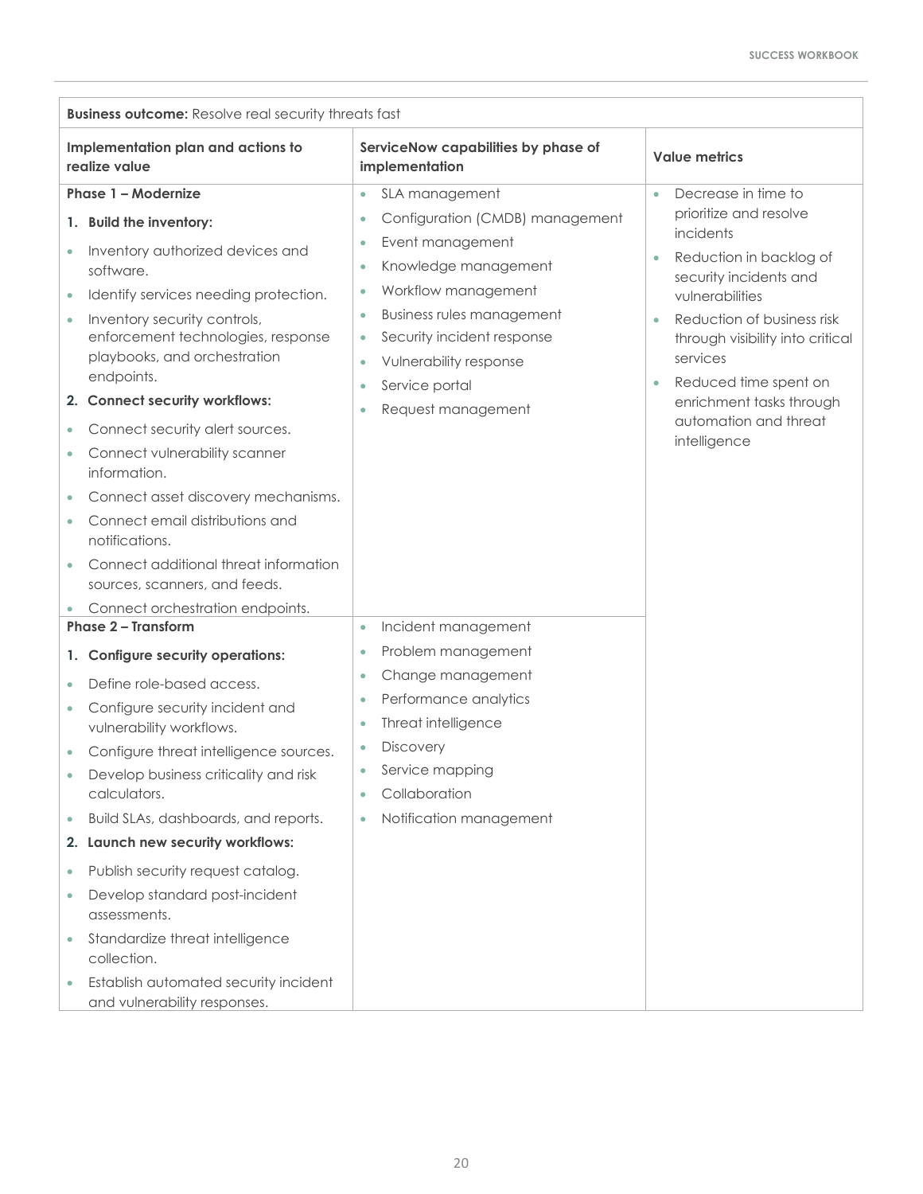| **Business outcome:** Resolve real security threats fast | | |
|---|---|---|
| **Implementation plan and actions to realize value** | **ServiceNow capabilities by phase of implementation** | **Value metrics** |
| **Phase 1 – Modernize**<br>**1. Build the inventory:**<br>• Inventory authorized devices and software.<br>• Identify services needing protection.<br>• Inventory security controls, enforcement technologies, response playbooks, and orchestration endpoints.<br>**2. Connect security workflows:**<br>• Connect security alert sources.<br>• Connect vulnerability scanner information.<br>• Connect asset discovery mechanisms.<br>• Connect email distributions and notifications.<br>• Connect additional threat information sources, scanners, and feeds.<br>• Connect orchestration endpoints. | • SLA management<br>• Configuration (CMDB) management<br>• Event management<br>• Knowledge management<br>• Workflow management<br>• Business rules management<br>• Security incident response<br>• Vulnerability response<br>• Service portal<br>• Request management | • Decrease in time to prioritize and resolve incidents<br>• Reduction in backlog of security incidents and vulnerabilities<br>• Reduction of business risk through visibility into critical services<br>• Reduced time spent on enrichment tasks through automation and threat intelligence |
| **Phase 2 – Transform**<br>**1. Configure security operations:**<br>• Define role-based access.<br>• Configure security incident and vulnerability workflows.<br>• Configure threat intelligence sources.<br>• Develop business criticality and risk calculators.<br>• Build SLAs, dashboards, and reports.<br>**2. Launch new security workflows:**<br>• Publish security request catalog.<br>• Develop standard post-incident assessments.<br>• Standardize threat intelligence collection.<br>• Establish automated security incident and vulnerability responses. | • Incident management<br>• Problem management<br>• Change management<br>• Performance analytics<br>• Threat intelligence<br>• Discovery<br>• Service mapping<br>• Collaboration<br>• Notification management | |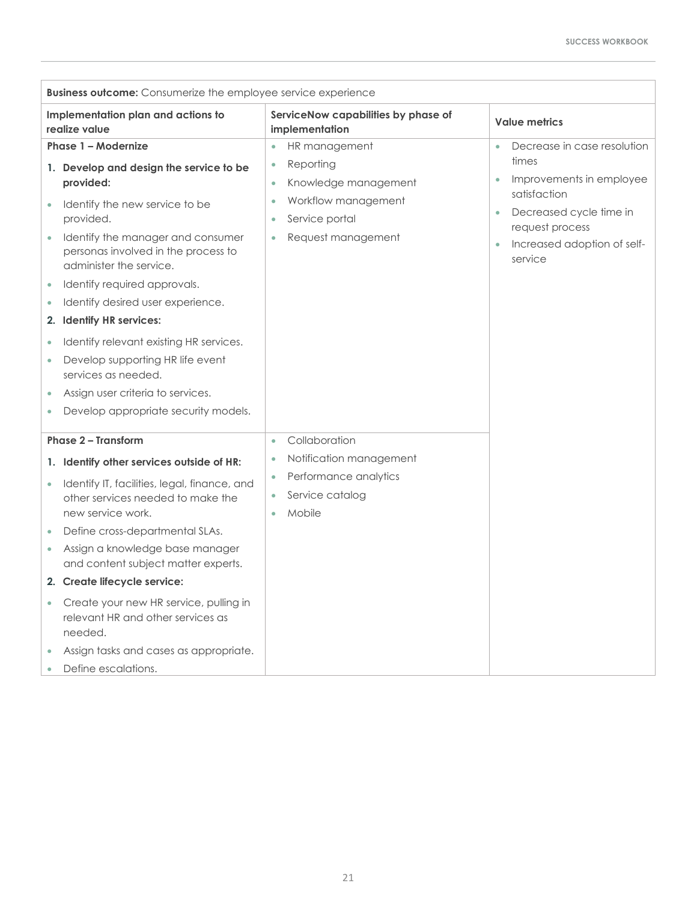| **Business outcome:** Consumerize the employee service experience | | |
|---|---|---|
| **Implementation plan and actions to realize value** | **ServiceNow capabilities by phase of implementation** | **Value metrics** |
| **Phase 1 – Modernize**<br><br>**1. Develop and design the service to be provided:**<br>• Identify the new service to be provided.<br>• Identify the manager and consumer personas involved in the process to administer the service.<br>• Identify required approvals.<br>• Identify desired user experience.<br><br>**2. Identify HR services:**<br>• Identify relevant existing HR services.<br>• Develop supporting HR life event services as needed.<br>• Assign user criteria to services.<br>• Develop appropriate security models. | • HR management<br>• Reporting<br>• Knowledge management<br>• Workflow management<br>• Service portal<br>• Request management | • Decrease in case resolution times<br>• Improvements in employee satisfaction<br>• Decreased cycle time in request process<br>• Increased adoption of self-service |
| **Phase 2 – Transform**<br><br>**1. Identify other services outside of HR:**<br>• Identify IT, facilities, legal, finance, and other services needed to make the new service work.<br>• Define cross-departmental SLAs.<br>• Assign a knowledge base manager and content subject matter experts.<br><br>**2. Create lifecycle service:**<br>• Create your new HR service, pulling in relevant HR and other services as needed.<br>• Assign tasks and cases as appropriate.<br>• Define escalations. | • Collaboration<br>• Notification management<br>• Performance analytics<br>• Service catalog<br>• Mobile | |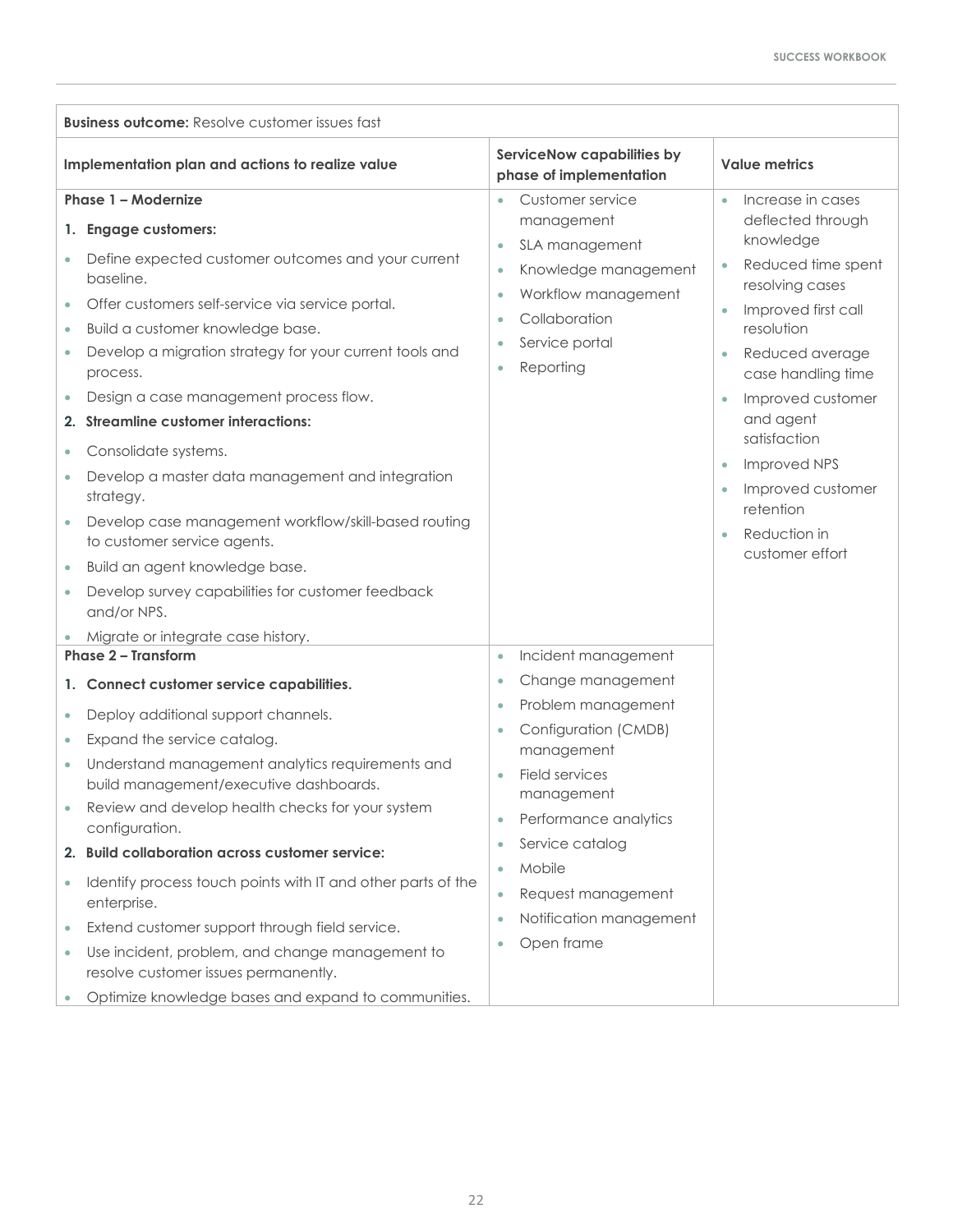| **Business outcome:** Resolve customer issues fast | | |
|---|---|---|
| **Implementation plan and actions to realize value** | **ServiceNow capabilities by phase of implementation** | **Value metrics** |
| **Phase 1 – Modernize**<br><br>**1. Engage customers:**<br>• Define expected customer outcomes and your current baseline.<br>• Offer customers self-service via service portal.<br>• Build a customer knowledge base.<br>• Develop a migration strategy for your current tools and process.<br>• Design a case management process flow.<br><br>**2. Streamline customer interactions:**<br>• Consolidate systems.<br>• Develop a master data management and integration strategy.<br>• Develop case management workflow/skill-based routing to customer service agents.<br>• Build an agent knowledge base.<br>• Develop survey capabilities for customer feedback and/or NPS.<br>• Migrate or integrate case history. | • Customer service management<br>• SLA management<br>• Knowledge management<br>• Workflow management<br>• Collaboration<br>• Service portal<br>• Reporting | • Increase in cases deflected through knowledge<br>• Reduced time spent resolving cases<br>• Improved first call resolution<br>• Reduced average case handling time<br>• Improved customer and agent satisfaction<br>• Improved NPS<br>• Improved customer retention<br>• Reduction in customer effort |
| **Phase 2 – Transform**<br><br>**1. Connect customer service capabilities.**<br>• Deploy additional support channels.<br>• Expand the service catalog.<br>• Understand management analytics requirements and build management/executive dashboards.<br>• Review and develop health checks for your system configuration.<br><br>**2. Build collaboration across customer service:**<br>• Identify process touch points with IT and other parts of the enterprise.<br>• Extend customer support through field service.<br>• Use incident, problem, and change management to resolve customer issues permanently.<br>• Optimize knowledge bases and expand to communities. | • Incident management<br>• Change management<br>• Problem management<br>• Configuration (CMDB) management<br>• Field services management<br>• Performance analytics<br>• Service catalog<br>• Mobile<br>• Request management<br>• Notification management<br>• Open frame | |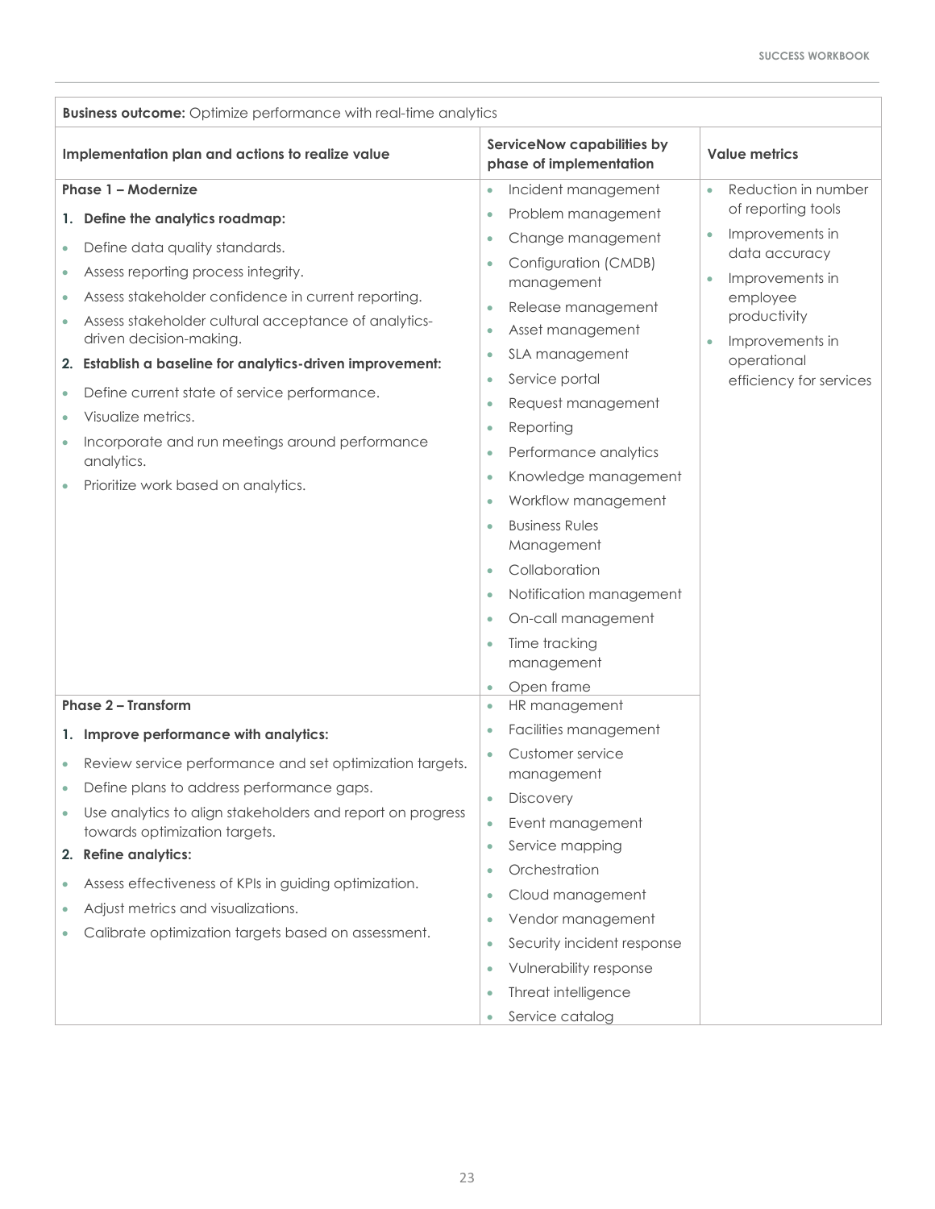| Business outcome: Optimize performance with real-time analytics | | |
|---|---|---|
| **Implementation plan and actions to realize value** | **ServiceNow capabilities by phase of implementation** | **Value metrics** |
| **Phase 1 – Modernize**<br>**1. Define the analytics roadmap:**<br>• Define data quality standards.<br>• Assess reporting process integrity.<br>• Assess stakeholder confidence in current reporting.<br>• Assess stakeholder cultural acceptance of analytics-driven decision-making.<br>**2. Establish a baseline for analytics-driven improvement:**<br>• Define current state of service performance.<br>• Visualize metrics.<br>• Incorporate and run meetings around performance analytics.<br>• Prioritize work based on analytics. | • Incident management<br>• Problem management<br>• Change management<br>• Configuration (CMDB) management<br>• Release management<br>• Asset management<br>• SLA management<br>• Service portal<br>• Request management<br>• Reporting<br>• Performance analytics<br>• Knowledge management<br>• Workflow management<br>• Business Rules Management<br>• Collaboration<br>• Notification management<br>• On-call management<br>• Time tracking management<br>• Open frame | • Reduction in number of reporting tools<br>• Improvements in data accuracy<br>• Improvements in employee productivity<br>• Improvements in operational efficiency for services |
| **Phase 2 – Transform**<br>**1. Improve performance with analytics:**<br>• Review service performance and set optimization targets.<br>• Define plans to address performance gaps.<br>• Use analytics to align stakeholders and report on progress towards optimization targets.<br>**2. Refine analytics:**<br>• Assess effectiveness of KPIs in guiding optimization.<br>• Adjust metrics and visualizations.<br>• Calibrate optimization targets based on assessment. | • HR management<br>• Facilities management<br>• Customer service management<br>• Discovery<br>• Event management<br>• Service mapping<br>• Orchestration<br>• Cloud management<br>• Vendor management<br>• Security incident response<br>• Vulnerability response<br>• Threat intelligence<br>• Service catalog | |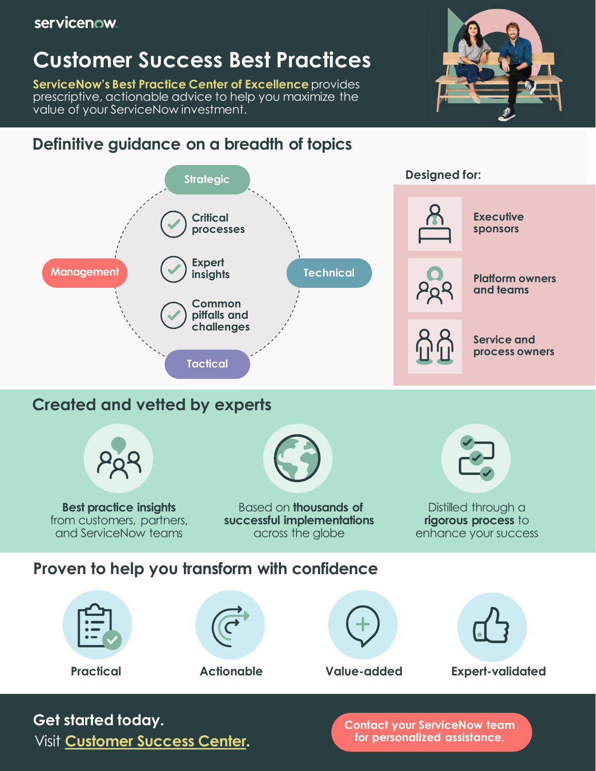servicenow

# Customer Success Best Practices

**ServiceNow's Best Practice Center of Excellence** provides prescriptive, actionable advice to help you maximize the value of your ServiceNow investment.

## Definitive guidance on a breadth of topics

Strategic

Management

Technical

Tactical

- Critical processes
- Expert insights
- Common pitfalls and challenges

### Designed for:

- Executive sponsors
- Platform owners and teams
- Service and process owners

## Created and vetted by experts

**Best practice insights** from customers, partners, and ServiceNow teams

Based on **thousands of successful implementations** across the globe

Distilled through a **rigorous process** to enhance your success

## Proven to help you transform with confidence

- Practical
- Actionable
- Value-added
- Expert-validated

**Get started today.**

Visit Customer Success Center.

Contact your ServiceNow team for personalized assistance.